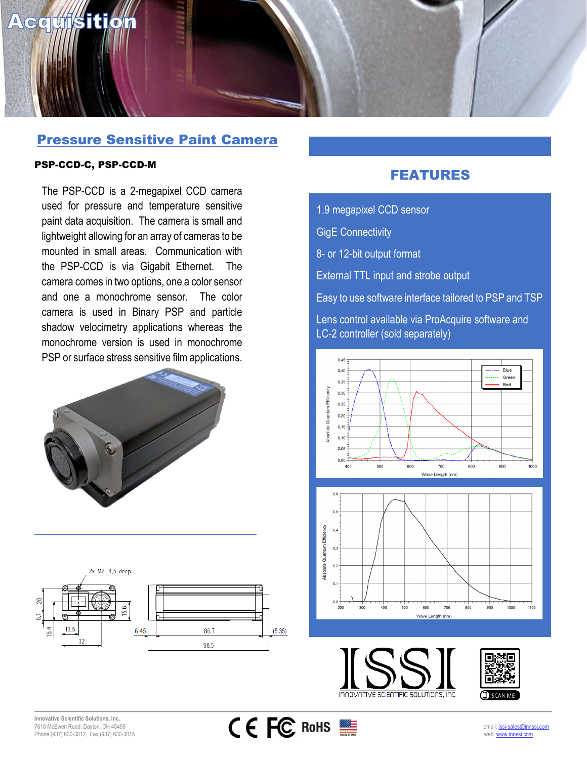# Acquisition

## Pressure Sensitive Paint Camera

**PSP-CCD-C, PSP-CCD-M**

The PSP-CCD is a 2-megapixel CCD camera used for pressure and temperature sensitive paint data acquisition. The camera is small and lightweight allowing for an array of cameras to be mounted in small areas. Communication with the PSP-CCD is via Gigabit Ethernet. The camera comes in two options, one a color sensor and one a monochrome sensor. The color camera is used in Binary PSP and particle shadow velocimetry applications whereas the monochrome version is used in monochrome PSP or surface stress sensitive film applications.

2x M2; 4,5 deep

20 | 6,1 | 15,4 | 13,5 | 32 | 15,6 | 6,45 | 86,7 | (5,35) | 98,5

## FEATURES

- 1.9 megapixel CCD sensor
- GigE Connectivity
- 8- or 12-bit output format
- External TTL input and strobe output
- Easy to use software interface tailored to PSP and TSP
- Lens control available via ProAcquire software and LC-2 controller (sold separately)

Absolute Quantum Efficiency vs. Wave Length (nm) — Blue, Green, Red

Absolute Quantum Efficiency vs. Wave Length (nm)

ISSI
INNOVATIVE SCIENTIFIC SOLUTIONS, INC

SCAN ME

Innovative Scientific Solutions, Inc.
7610 McEwen Road, Dayton, OH 45459
Phone (937) 630-3012, Fax (937) 630-3015

CE FC RoHS Made in USA

email: issi-sales@innssi.com
web: www.innssi.com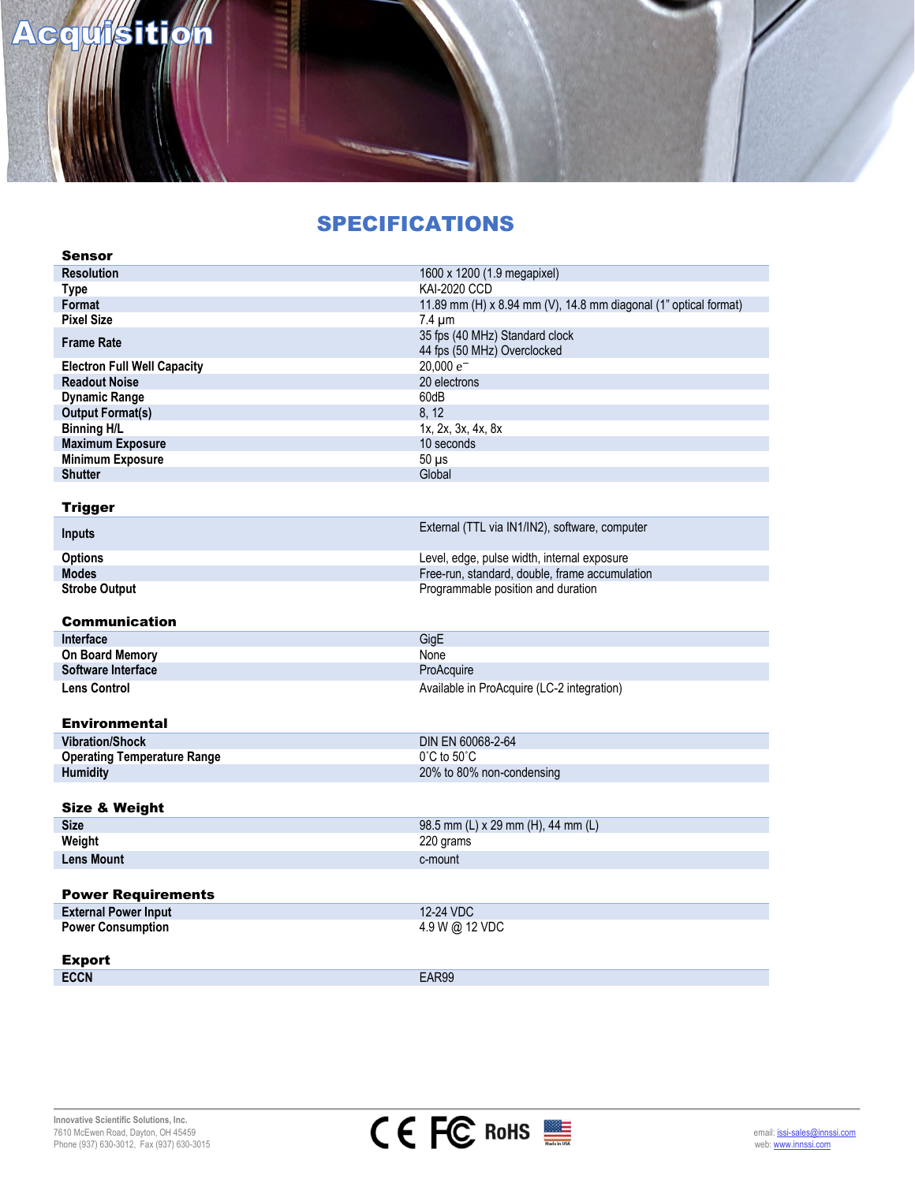# Acquisition

## SPECIFICATIONS

### Sensor

| | |
|---|---|
| Resolution | 1600 x 1200 (1.9 megapixel) |
| Type | KAI-2020 CCD |
| Format | 11.89 mm (H) x 8.94 mm (V), 14.8 mm diagonal (1" optical format) |
| Pixel Size | 7.4 µm |
| Frame Rate | 35 fps (40 MHz) Standard clock<br>44 fps (50 MHz) Overclocked |
| Electron Full Well Capacity | 20,000 $e^-$ |
| Readout Noise | 20 electrons |
| Dynamic Range | 60dB |
| Output Format(s) | 8, 12 |
| Binning H/L | 1x, 2x, 3x, 4x, 8x |
| Maximum Exposure | 10 seconds |
| Minimum Exposure | 50 µs |
| Shutter | Global |

### Trigger

| | |
|---|---|
| Inputs | External (TTL via IN1/IN2), software, computer |
| Options | Level, edge, pulse width, internal exposure |
| Modes | Free-run, standard, double, frame accumulation |
| Strobe Output | Programmable position and duration |

### Communication

| | |
|---|---|
| Interface | GigE |
| On Board Memory | None |
| Software Interface | ProAcquire |
| Lens Control | Available in ProAcquire (LC-2 integration) |

### Environmental

| | |
|---|---|
| Vibration/Shock | DIN EN 60068-2-64 |
| Operating Temperature Range | 0˚C to 50˚C |
| Humidity | 20% to 80% non-condensing |

### Size & Weight

| | |
|---|---|
| Size | 98.5 mm (L) x 29 mm (H), 44 mm (L) |
| Weight | 220 grams |
| Lens Mount | c-mount |

### Power Requirements

| | |
|---|---|
| External Power Input | 12-24 VDC |
| Power Consumption | 4.9 W @ 12 VDC |

### Export

| | |
|---|---|
| ECCN | EAR99 |

Innovative Scientific Solutions, Inc.
7610 McEwen Road, Dayton, OH 45459
Phone (937) 630-3012, Fax (937) 630-3015

CE FC RoHS Made in USA

email: issi-sales@innssi.com
web: www.innssi.com